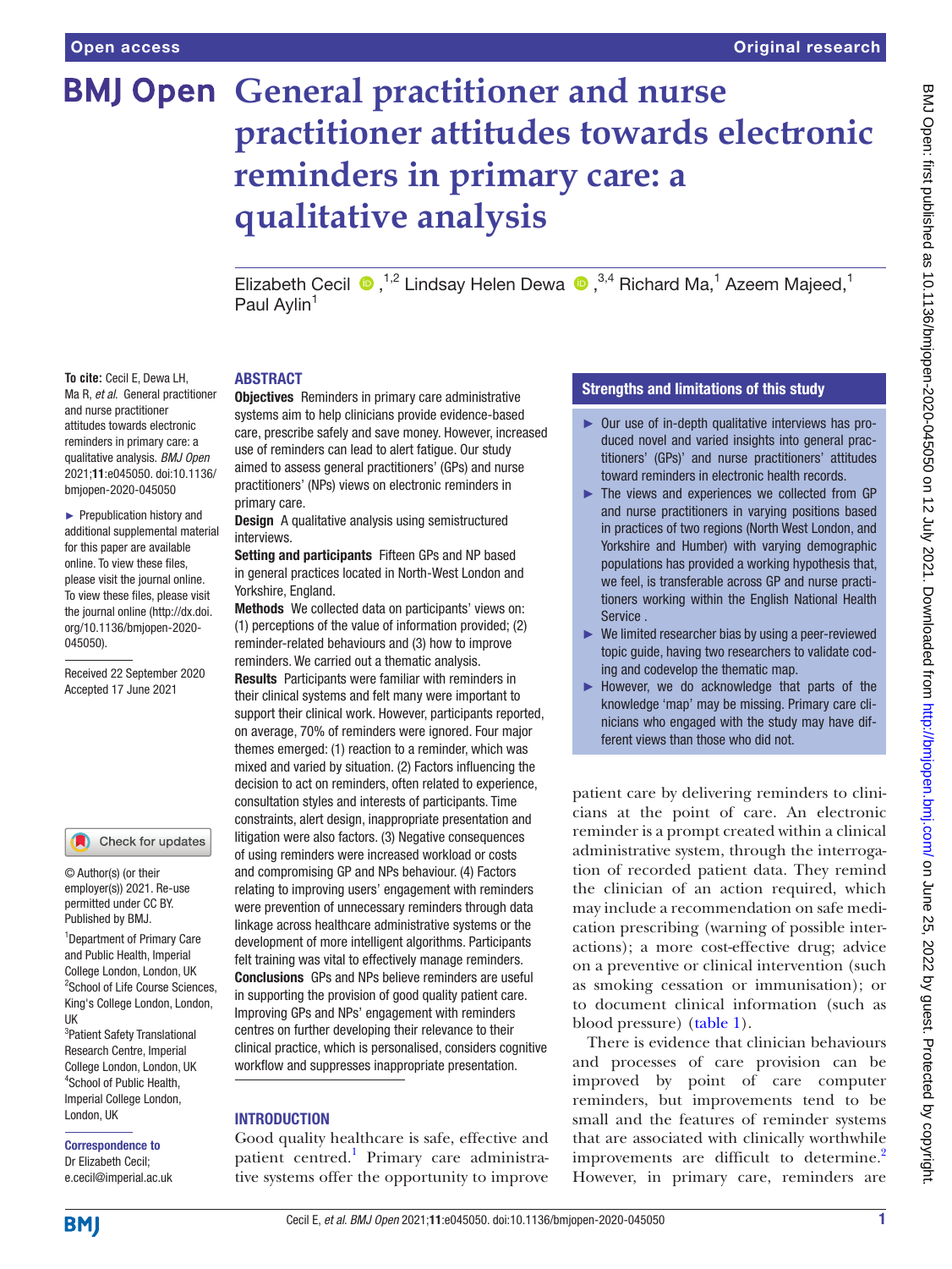Open access

Original research

# General practitioner and nurse practitioner attitudes towards electronic reminders in primary care: a qualitative analysis

Elizabeth Cecil [1,2] Lindsay Helen Dewa [3,4] Richard Ma,[1] Azeem Majeed,[1] Paul Aylin[1]

**To cite:** Cecil E, Dewa LH, Ma R, *et al*. General practitioner and nurse practitioner attitudes towards electronic reminders in primary care: a qualitative analysis. *BMJ Open* 2021;**11**:e045050. doi:10.1136/bmjopen-2020-045050

► Prepublication history and additional supplemental material for this paper are available online. To view these files, please visit the journal online. To view these files, please visit the journal online (http://dx.doi.org/10.1136/bmjopen-2020-045050).

Received 22 September 2020
Accepted 17 June 2021

© Author(s) (or their employer(s)) 2021. Re-use permitted under CC BY. Published by BMJ.

[1]Department of Primary Care and Public Health, Imperial College London, London, UK
[2]School of Life Course Sciences, King's College London, London, UK
[3]Patient Safety Translational Research Centre, Imperial College London, London, UK
[4]School of Public Health, Imperial College London, London, UK

**Correspondence to**
Dr Elizabeth Cecil;
e.cecil@imperial.ac.uk

## ABSTRACT

**Objectives** Reminders in primary care administrative systems aim to help clinicians provide evidence-based care, prescribe safely and save money. However, increased use of reminders can lead to alert fatigue. Our study aimed to assess general practitioners' (GPs) and nurse practitioners' (NPs) views on electronic reminders in primary care.

**Design** A qualitative analysis using semistructured interviews.

**Setting and participants** Fifteen GPs and NP based in general practices located in North-West London and Yorkshire, England.

**Methods** We collected data on participants' views on: (1) perceptions of the value of information provided; (2) reminder-related behaviours and (3) how to improve reminders. We carried out a thematic analysis.

**Results** Participants were familiar with reminders in their clinical systems and felt many were important to support their clinical work. However, participants reported, on average, 70% of reminders were ignored. Four major themes emerged: (1) reaction to a reminder, which was mixed and varied by situation. (2) Factors influencing the decision to act on reminders, often related to experience, consultation styles and interests of participants. Time constraints, alert design, inappropriate presentation and litigation were also factors. (3) Negative consequences of using reminders were increased workload or costs and compromising GP and NPs behaviour. (4) Factors relating to improving users' engagement with reminders were prevention of unnecessary reminders through data linkage across healthcare administrative systems or the development of more intelligent algorithms. Participants felt training was vital to effectively manage reminders.

**Conclusions** GPs and NPs believe reminders are useful in supporting the provision of good quality patient care. Improving GPs and NPs' engagement with reminders centres on further developing their relevance to their clinical practice, which is personalised, considers cognitive workflow and suppresses inappropriate presentation.

### Strengths and limitations of this study

- ► Our use of in-depth qualitative interviews has produced novel and varied insights into general practitioners' (GPs)' and nurse practitioners' attitudes toward reminders in electronic health records.
- ► The views and experiences we collected from GP and nurse practitioners in varying positions based in practices of two regions (North West London, and Yorkshire and Humber) with varying demographic populations has provided a working hypothesis that, we feel, is transferable across GP and nurse practitioners working within the English National Health Service .
- ► We limited researcher bias by using a peer-reviewed topic guide, having two researchers to validate coding and codevelop the thematic map.
- ► However, we do acknowledge that parts of the knowledge 'map' may be missing. Primary care clinicians who engaged with the study may have different views than those who did not.

## INTRODUCTION

Good quality healthcare is safe, effective and patient centred.[1] Primary care administrative systems offer the opportunity to improve patient care by delivering reminders to clinicians at the point of care. An electronic reminder is a prompt created within a clinical administrative system, through the interrogation of recorded patient data. They remind the clinician of an action required, which may include a recommendation on safe medication prescribing (warning of possible interactions); a more cost-effective drug; advice on a preventive or clinical intervention (such as smoking cessation or immunisation); or to document clinical information (such as blood pressure) (table 1).

There is evidence that clinician behaviours and processes of care provision can be improved by point of care computer reminders, but improvements tend to be small and the features of reminder systems that are associated with clinically worthwhile improvements are difficult to determine.[2] However, in primary care, reminders are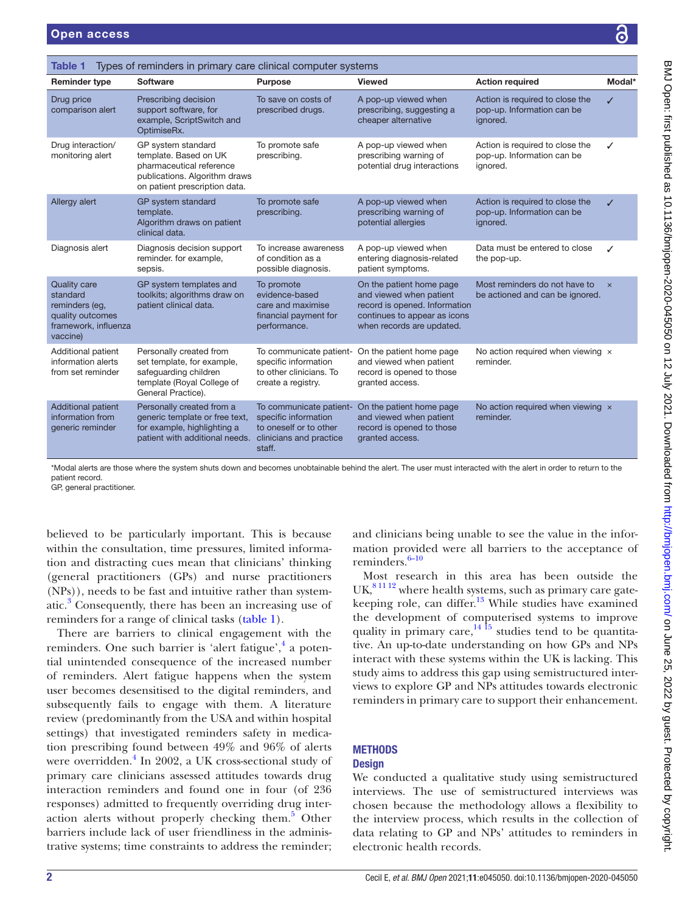**Table 1** Types of reminders in primary care clinical computer systems

| Reminder type | Software | Purpose | Viewed | Action required | Modal* |
|---|---|---|---|---|---|
| Drug price comparison alert | Prescribing decision support software, for example, ScriptSwitch and OptimiseRx. | To save on costs of prescribed drugs. | A pop-up viewed when prescribing, suggesting a cheaper alternative | Action is required to close the pop-up. Information can be ignored. | ✓ |
| Drug interaction/ monitoring alert | GP system standard template. Based on UK pharmaceutical reference publications. Algorithm draws on patient prescription data. | To promote safe prescribing. | A pop-up viewed when prescribing warning of potential drug interactions | Action is required to close the pop-up. Information can be ignored. | ✓ |
| Allergy alert | GP system standard template. Algorithm draws on patient clinical data. | To promote safe prescribing. | A pop-up viewed when prescribing warning of potential allergies | Action is required to close the pop-up. Information can be ignored. | ✓ |
| Diagnosis alert | Diagnosis decision support reminder. for example, sepsis. | To increase awareness of condition as a possible diagnosis. | A pop-up viewed when entering diagnosis-related patient symptoms. | Data must be entered to close the pop-up. | ✓ |
| Quality care standard reminders (eg, quality outcomes framework, influenza vaccine) | GP system templates and toolkits; algorithms draw on patient clinical data. | To promote evidence-based care and maximise financial payment for performance. | On the patient home page and viewed when patient record is opened. Information continues to appear as icons when records are updated. | Most reminders do not have to be actioned and can be ignored. | × |
| Additional patient information alerts from set reminder | Personally created from set template, for example, safeguarding children template (Royal College of General Practice). | To communicate patient-specific information to other clinicians. To create a registry. | On the patient home page and viewed when patient record is opened to those granted access. | No action required when viewing reminder. | × |
| Additional patient information from generic reminder | Personally created from a generic template or free text, for example, highlighting a patient with additional needs. | To communicate patient-specific information to oneself or to other clinicians and practice staff. | On the patient home page and viewed when patient record is opened to those granted access. | No action required when viewing reminder. | × |

*Modal alerts are those where the system shuts down and becomes unobtainable behind the alert. The user must interacted with the alert in order to return to the patient record.
GP, general practitioner.

believed to be particularly important. This is because within the consultation, time pressures, limited information and distracting cues mean that clinicians' thinking (general practitioners (GPs) and nurse practitioners (NPs)), needs to be fast and intuitive rather than systematic.[3] Consequently, there has been an increasing use of reminders for a range of clinical tasks (table 1).

There are barriers to clinical engagement with the reminders. One such barrier is 'alert fatigue',[4] a potential unintended consequence of the increased number of reminders. Alert fatigue happens when the system user becomes desensitised to the digital reminders, and subsequently fails to engage with them. A literature review (predominantly from the USA and within hospital settings) that investigated reminders safety in medication prescribing found between 49% and 96% of alerts were overridden.[4] In 2002, a UK cross-sectional study of primary care clinicians assessed attitudes towards drug interaction reminders and found one in four (of 236 responses) admitted to frequently overriding drug interaction alerts without properly checking them.[5] Other barriers include lack of user friendliness in the administrative systems; time constraints to address the reminder; and clinicians being unable to see the value in the information provided were all barriers to the acceptance of reminders.[6–10]

Most research in this area has been outside the UK,[8 11 12] where health systems, such as primary care gatekeeping role, can differ.[13] While studies have examined the development of computerised systems to improve quality in primary care,[14 15] studies tend to be quantitative. An up-to-date understanding on how GPs and NPs interact with these systems within the UK is lacking. This study aims to address this gap using semistructured interviews to explore GP and NPs attitudes towards electronic reminders in primary care to support their enhancement.

## METHODS

### Design

We conducted a qualitative study using semistructured interviews. The use of semistructured interviews was chosen because the methodology allows a flexibility to the interview process, which results in the collection of data relating to GP and NPs' attitudes to reminders in electronic health records.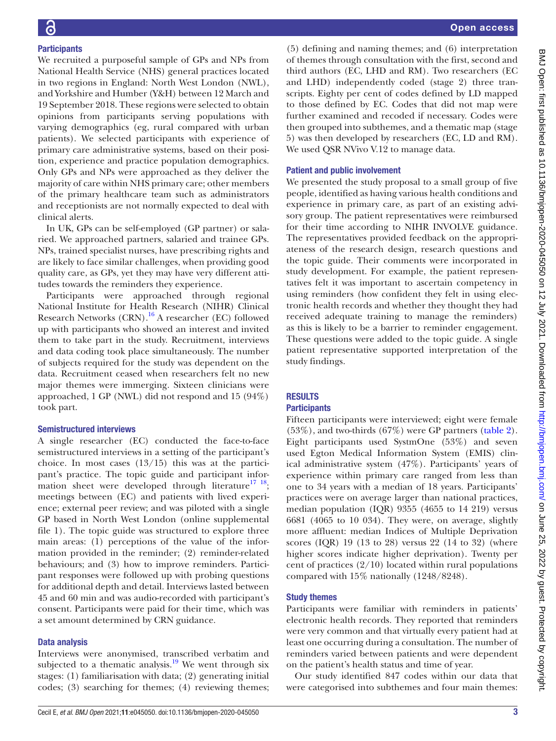### Participants

We recruited a purposeful sample of GPs and NPs from National Health Service (NHS) general practices located in two regions in England: North West London (NWL), and Yorkshire and Humber (Y&H) between 12 March and 19 September 2018. These regions were selected to obtain opinions from participants serving populations with varying demographics (eg, rural compared with urban patients). We selected participants with experience of primary care administrative systems, based on their position, experience and practice population demographics. Only GPs and NPs were approached as they deliver the majority of care within NHS primary care; other members of the primary healthcare team such as administrators and receptionists are not normally expected to deal with clinical alerts.

In UK, GPs can be self-employed (GP partner) or salaried. We approached partners, salaried and trainee GPs. NPs, trained specialist nurses, have prescribing rights and are likely to face similar challenges, when providing good quality care, as GPs, yet they may have very different attitudes towards the reminders they experience.

Participants were approached through regional National Institute for Health Research (NIHR) Clinical Research Networks (CRN).[16] A researcher (EC) followed up with participants who showed an interest and invited them to take part in the study. Recruitment, interviews and data coding took place simultaneously. The number of subjects required for the study was dependent on the data. Recruitment ceased when researchers felt no new major themes were immerging. Sixteen clinicians were approached, 1 GP (NWL) did not respond and 15 (94%) took part.

### Semistructured interviews

A single researcher (EC) conducted the face-to-face semistructured interviews in a setting of the participant's choice. In most cases (13/15) this was at the participant's practice. The topic guide and participant information sheet were developed through literature[17,18]; meetings between (EC) and patients with lived experience; external peer review; and was piloted with a single GP based in North West London (online supplemental file 1). The topic guide was structured to explore three main areas: (1) perceptions of the value of the information provided in the reminder; (2) reminder-related behaviours; and (3) how to improve reminders. Participant responses were followed up with probing questions for additional depth and detail. Interviews lasted between 45 and 60 min and was audio-recorded with participant's consent. Participants were paid for their time, which was a set amount determined by CRN guidance.

### Data analysis

Interviews were anonymised, transcribed verbatim and subjected to a thematic analysis.[19] We went through six stages: (1) familiarisation with data; (2) generating initial codes; (3) searching for themes; (4) reviewing themes; (5) defining and naming themes; and (6) interpretation of themes through consultation with the first, second and third authors (EC, LHD and RM). Two researchers (EC and LHD) independently coded (stage 2) three transcripts. Eighty per cent of codes defined by LD mapped to those defined by EC. Codes that did not map were further examined and recoded if necessary. Codes were then grouped into subthemes, and a thematic map (stage 5) was then developed by researchers (EC, LD and RM). We used QSR NVivo V.12 to manage data.

### Patient and public involvement

We presented the study proposal to a small group of five people, identified as having various health conditions and experience in primary care, as part of an existing advisory group. The patient representatives were reimbursed for their time according to NIHR INVOLVE guidance. The representatives provided feedback on the appropriateness of the research design, research questions and the topic guide. Their comments were incorporated in study development. For example, the patient representatives felt it was important to ascertain competency in using reminders (how confident they felt in using electronic health records and whether they thought they had received adequate training to manage the reminders) as this is likely to be a barrier to reminder engagement. These questions were added to the topic guide. A single patient representative supported interpretation of the study findings.

## RESULTS

### Participants

Fifteen participants were interviewed; eight were female (53%), and two-thirds (67%) were GP partners (table 2). Eight participants used SystmOne (53%) and seven used Egton Medical Information System (EMIS) clinical administrative system (47%). Participants' years of experience within primary care ranged from less than one to 34 years with a median of 18 years. Participants' practices were on average larger than national practices, median population (IQR) 9355 (4655 to 14 219) versus 6681 (4065 to 10 034). They were, on average, slightly more affluent: median Indices of Multiple Deprivation scores (IQR) 19 (13 to 28) versus 22 (14 to 32) (where higher scores indicate higher deprivation). Twenty per cent of practices (2/10) located within rural populations compared with 15% nationally (1248/8248).

### Study themes

Participants were familiar with reminders in patients' electronic health records. They reported that reminders were very common and that virtually every patient had at least one occurring during a consultation. The number of reminders varied between patients and were dependent on the patient's health status and time of year.

Our study identified 847 codes within our data that were categorised into subthemes and four main themes: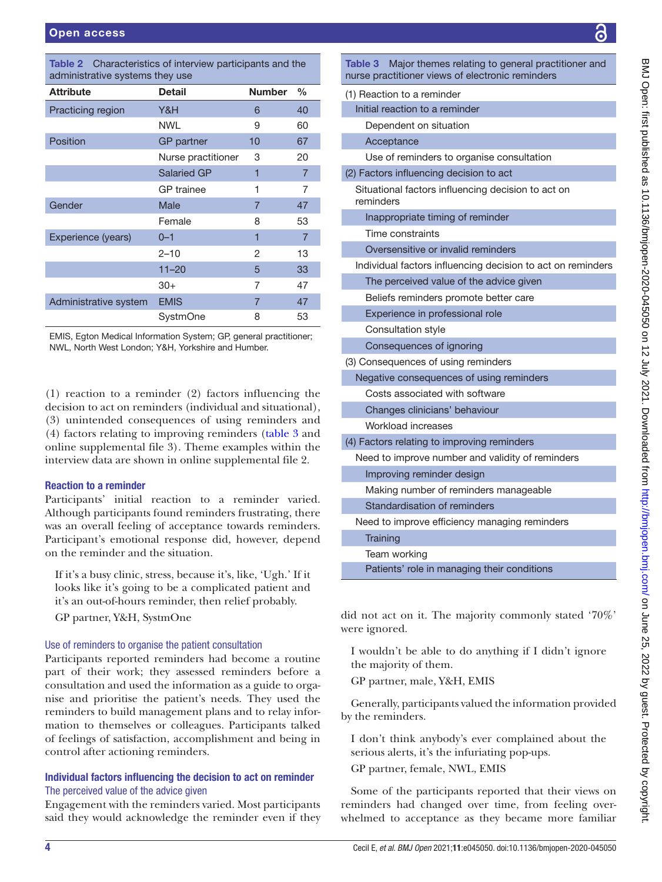**Table 2** Characteristics of interview participants and the administrative systems they use

| Attribute | Detail | Number | % |
|---|---|---|---|
| Practicing region | Y&H | 6 | 40 |
| | NWL | 9 | 60 |
| Position | GP partner | 10 | 67 |
| | Nurse practitioner | 3 | 20 |
| | Salaried GP | 1 | 7 |
| | GP trainee | 1 | 7 |
| Gender | Male | 7 | 47 |
| | Female | 8 | 53 |
| Experience (years) | 0–1 | 1 | 7 |
| | 2–10 | 2 | 13 |
| | 11–20 | 5 | 33 |
| | 30+ | 7 | 47 |
| Administrative system | EMIS | 7 | 47 |
| | SystmOne | 8 | 53 |

EMIS, Egton Medical Information System; GP, general practitioner; NWL, North West London; Y&H, Yorkshire and Humber.

(1) reaction to a reminder (2) factors influencing the decision to act on reminders (individual and situational), (3) unintended consequences of using reminders and (4) factors relating to improving reminders (table 3 and online supplemental file 3). Theme examples within the interview data are shown in online supplemental file 2.

### Reaction to a reminder

Participants' initial reaction to a reminder varied. Although participants found reminders frustrating, there was an overall feeling of acceptance towards reminders. Participant's emotional response did, however, depend on the reminder and the situation.

> If it's a busy clinic, stress, because it's, like, 'Ugh.' If it looks like it's going to be a complicated patient and it's an out-of-hours reminder, then relief probably.
>
> GP partner, Y&H, SystmOne

#### Use of reminders to organise the patient consultation

Participants reported reminders had become a routine part of their work; they assessed reminders before a consultation and used the information as a guide to organise and prioritise the patient's needs. They used the reminders to build management plans and to relay information to themselves or colleagues. Participants talked of feelings of satisfaction, accomplishment and being in control after actioning reminders.

### Individual factors influencing the decision to act on reminder

#### The perceived value of the advice given

Engagement with the reminders varied. Most participants said they would acknowledge the reminder even if they did not act on it. The majority commonly stated '70%' were ignored.

> I wouldn't be able to do anything if I didn't ignore the majority of them.
>
> GP partner, male, Y&H, EMIS

Generally, participants valued the information provided by the reminders.

> I don't think anybody's ever complained about the serious alerts, it's the infuriating pop-ups.
>
> GP partner, female, NWL, EMIS

Some of the participants reported that their views on reminders had changed over time, from feeling overwhelmed to acceptance as they became more familiar

**Table 3** Major themes relating to general practitioner and nurse practitioner views of electronic reminders

| |
|---|
| (1) Reaction to a reminder |
| Initial reaction to a reminder |
| Dependent on situation |
| Acceptance |
| Use of reminders to organise consultation |
| (2) Factors influencing decision to act |
| Situational factors influencing decision to act on reminders |
| Inappropriate timing of reminder |
| Time constraints |
| Oversensitive or invalid reminders |
| Individual factors influencing decision to act on reminders |
| The perceived value of the advice given |
| Beliefs reminders promote better care |
| Experience in professional role |
| Consultation style |
| Consequences of ignoring |
| (3) Consequences of using reminders |
| Negative consequences of using reminders |
| Costs associated with software |
| Changes clinicians' behaviour |
| Workload increases |
| (4) Factors relating to improving reminders |
| Need to improve number and validity of reminders |
| Improving reminder design |
| Making number of reminders manageable |
| Standardisation of reminders |
| Need to improve efficiency managing reminders |
| Training |
| Team working |
| Patients' role in managing their conditions |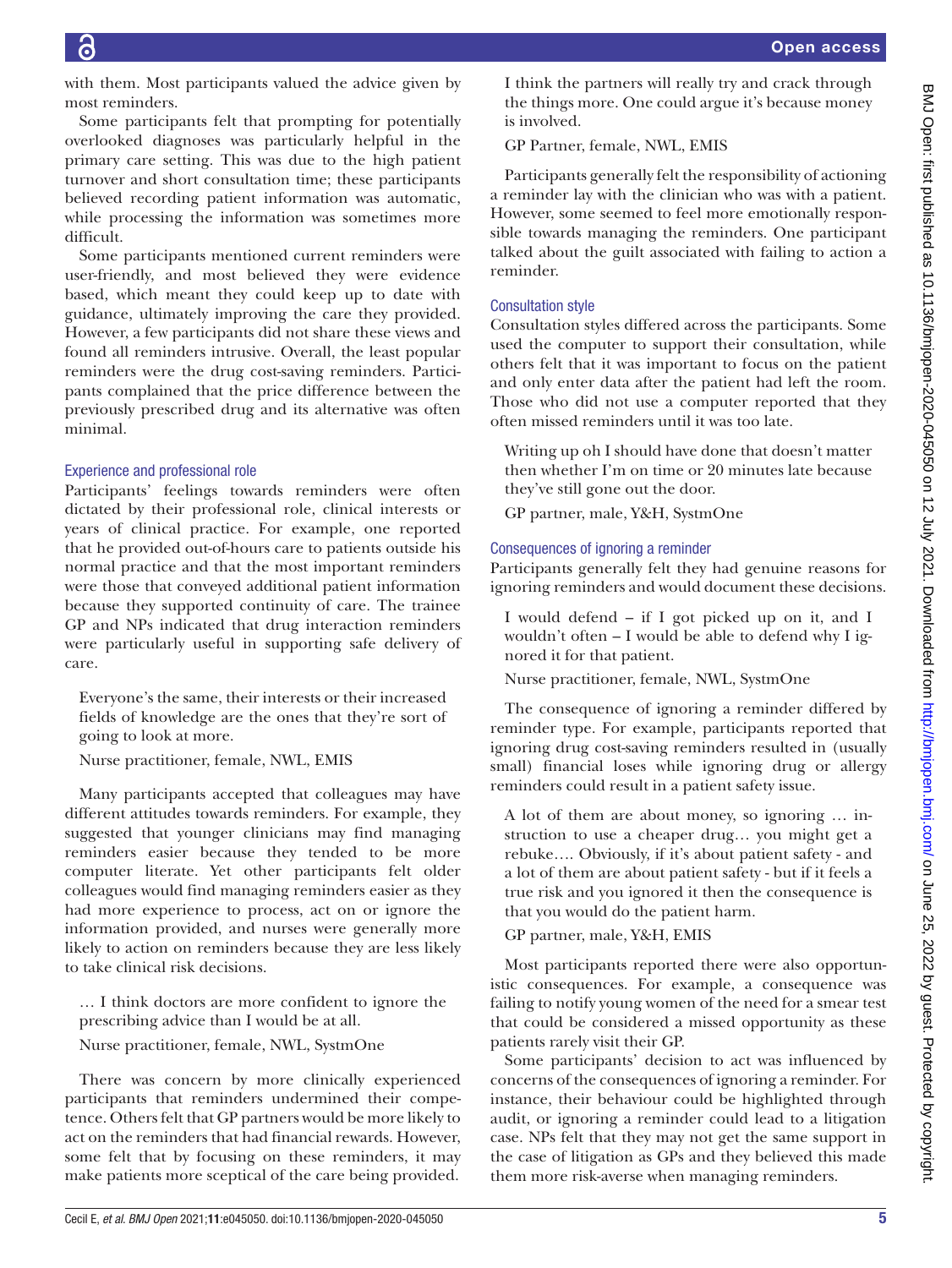with them. Most participants valued the advice given by most reminders.

Some participants felt that prompting for potentially overlooked diagnoses was particularly helpful in the primary care setting. This was due to the high patient turnover and short consultation time; these participants believed recording patient information was automatic, while processing the information was sometimes more difficult.

Some participants mentioned current reminders were user-friendly, and most believed they were evidence based, which meant they could keep up to date with guidance, ultimately improving the care they provided. However, a few participants did not share these views and found all reminders intrusive. Overall, the least popular reminders were the drug cost-saving reminders. Participants complained that the price difference between the previously prescribed drug and its alternative was often minimal.

### Experience and professional role

Participants' feelings towards reminders were often dictated by their professional role, clinical interests or years of clinical practice. For example, one reported that he provided out-of-hours care to patients outside his normal practice and that the most important reminders were those that conveyed additional patient information because they supported continuity of care. The trainee GP and NPs indicated that drug interaction reminders were particularly useful in supporting safe delivery of care.

> Everyone's the same, their interests or their increased fields of knowledge are the ones that they're sort of going to look at more.
>
> Nurse practitioner, female, NWL, EMIS

Many participants accepted that colleagues may have different attitudes towards reminders. For example, they suggested that younger clinicians may find managing reminders easier because they tended to be more computer literate. Yet other participants felt older colleagues would find managing reminders easier as they had more experience to process, act on or ignore the information provided, and nurses were generally more likely to action on reminders because they are less likely to take clinical risk decisions.

> … I think doctors are more confident to ignore the prescribing advice than I would be at all.
>
> Nurse practitioner, female, NWL, SystmOne

There was concern by more clinically experienced participants that reminders undermined their competence. Others felt that GP partners would be more likely to act on the reminders that had financial rewards. However, some felt that by focusing on these reminders, it may make patients more sceptical of the care being provided.

> I think the partners will really try and crack through the things more. One could argue it's because money is involved.
>
> GP Partner, female, NWL, EMIS

Participants generally felt the responsibility of actioning a reminder lay with the clinician who was with a patient. However, some seemed to feel more emotionally responsible towards managing the reminders. One participant talked about the guilt associated with failing to action a reminder.

### Consultation style

Consultation styles differed across the participants. Some used the computer to support their consultation, while others felt that it was important to focus on the patient and only enter data after the patient had left the room. Those who did not use a computer reported that they often missed reminders until it was too late.

> Writing up oh I should have done that doesn't matter then whether I'm on time or 20 minutes late because they've still gone out the door.
>
> GP partner, male, Y&H, SystmOne

### Consequences of ignoring a reminder

Participants generally felt they had genuine reasons for ignoring reminders and would document these decisions.

> I would defend – if I got picked up on it, and I wouldn't often – I would be able to defend why I ignored it for that patient.
>
> Nurse practitioner, female, NWL, SystmOne

The consequence of ignoring a reminder differed by reminder type. For example, participants reported that ignoring drug cost-saving reminders resulted in (usually small) financial loses while ignoring drug or allergy reminders could result in a patient safety issue.

> A lot of them are about money, so ignoring … instruction to use a cheaper drug… you might get a rebuke…. Obviously, if it's about patient safety - and a lot of them are about patient safety - but if it feels a true risk and you ignored it then the consequence is that you would do the patient harm.
>
> GP partner, male, Y&H, EMIS

Most participants reported there were also opportunistic consequences. For example, a consequence was failing to notify young women of the need for a smear test that could be considered a missed opportunity as these patients rarely visit their GP.

Some participants' decision to act was influenced by concerns of the consequences of ignoring a reminder. For instance, their behaviour could be highlighted through audit, or ignoring a reminder could lead to a litigation case. NPs felt that they may not get the same support in the case of litigation as GPs and they believed this made them more risk-averse when managing reminders.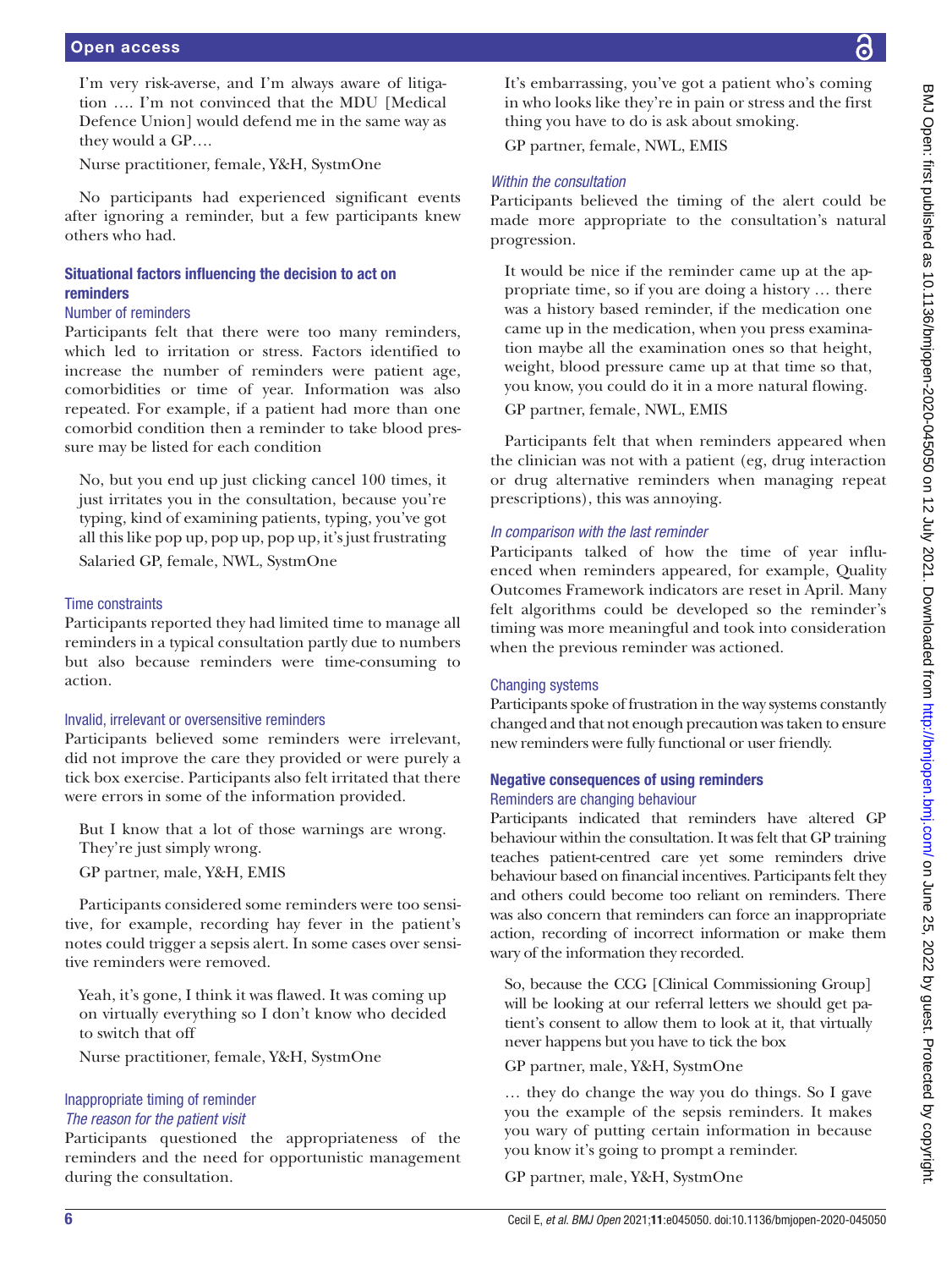> I'm very risk-averse, and I'm always aware of litigation …. I'm not convinced that the MDU [Medical Defence Union] would defend me in the same way as they would a GP….
>
> Nurse practitioner, female, Y&H, SystmOne

No participants had experienced significant events after ignoring a reminder, but a few participants knew others who had.

### Situational factors influencing the decision to act on reminders

#### Number of reminders

Participants felt that there were too many reminders, which led to irritation or stress. Factors identified to increase the number of reminders were patient age, comorbidities or time of year. Information was also repeated. For example, if a patient had more than one comorbid condition then a reminder to take blood pressure may be listed for each condition

> No, but you end up just clicking cancel 100 times, it just irritates you in the consultation, because you're typing, kind of examining patients, typing, you've got all this like pop up, pop up, pop up, it's just frustrating
>
> Salaried GP, female, NWL, SystmOne

#### Time constraints

Participants reported they had limited time to manage all reminders in a typical consultation partly due to numbers but also because reminders were time-consuming to action.

#### Invalid, irrelevant or oversensitive reminders

Participants believed some reminders were irrelevant, did not improve the care they provided or were purely a tick box exercise. Participants also felt irritated that there were errors in some of the information provided.

> But I know that a lot of those warnings are wrong. They're just simply wrong.
>
> GP partner, male, Y&H, EMIS

Participants considered some reminders were too sensitive, for example, recording hay fever in the patient's notes could trigger a sepsis alert. In some cases over sensitive reminders were removed.

> Yeah, it's gone, I think it was flawed. It was coming up on virtually everything so I don't know who decided to switch that off
>
> Nurse practitioner, female, Y&H, SystmOne

#### Inappropriate timing of reminder

##### *The reason for the patient visit*

Participants questioned the appropriateness of the reminders and the need for opportunistic management during the consultation.

> It's embarrassing, you've got a patient who's coming in who looks like they're in pain or stress and the first thing you have to do is ask about smoking.
>
> GP partner, female, NWL, EMIS

##### *Within the consultation*

Participants believed the timing of the alert could be made more appropriate to the consultation's natural progression.

> It would be nice if the reminder came up at the appropriate time, so if you are doing a history … there was a history based reminder, if the medication one came up in the medication, when you press examination maybe all the examination ones so that height, weight, blood pressure came up at that time so that, you know, you could do it in a more natural flowing.
>
> GP partner, female, NWL, EMIS

Participants felt that when reminders appeared when the clinician was not with a patient (eg, drug interaction or drug alternative reminders when managing repeat prescriptions), this was annoying.

##### *In comparison with the last reminder*

Participants talked of how the time of year influenced when reminders appeared, for example, Quality Outcomes Framework indicators are reset in April. Many felt algorithms could be developed so the reminder's timing was more meaningful and took into consideration when the previous reminder was actioned.

#### Changing systems

Participants spoke of frustration in the way systems constantly changed and that not enough precaution was taken to ensure new reminders were fully functional or user friendly.

### Negative consequences of using reminders

#### Reminders are changing behaviour

Participants indicated that reminders have altered GP behaviour within the consultation. It was felt that GP training teaches patient-centred care yet some reminders drive behaviour based on financial incentives. Participants felt they and others could become too reliant on reminders. There was also concern that reminders can force an inappropriate action, recording of incorrect information or make them wary of the information they recorded.

> So, because the CCG [Clinical Commissioning Group] will be looking at our referral letters we should get patient's consent to allow them to look at it, that virtually never happens but you have to tick the box
>
> GP partner, male, Y&H, SystmOne

> … they do change the way you do things. So I gave you the example of the sepsis reminders. It makes you wary of putting certain information in because you know it's going to prompt a reminder.
>
> GP partner, male, Y&H, SystmOne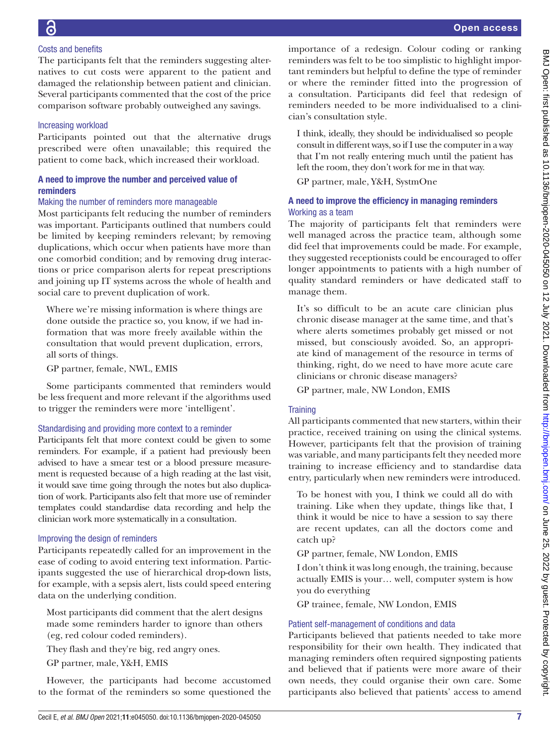### Costs and benefits

The participants felt that the reminders suggesting alternatives to cut costs were apparent to the patient and damaged the relationship between patient and clinician. Several participants commented that the cost of the price comparison software probably outweighed any savings.

### Increasing workload

Participants pointed out that the alternative drugs prescribed were often unavailable; this required the patient to come back, which increased their workload.

## A need to improve the number and perceived value of reminders

### Making the number of reminders more manageable

Most participants felt reducing the number of reminders was important. Participants outlined that numbers could be limited by keeping reminders relevant; by removing duplications, which occur when patients have more than one comorbid condition; and by removing drug interactions or price comparison alerts for repeat prescriptions and joining up IT systems across the whole of health and social care to prevent duplication of work.

> Where we're missing information is where things are done outside the practice so, you know, if we had information that was more freely available within the consultation that would prevent duplication, errors, all sorts of things.
>
> GP partner, female, NWL, EMIS

Some participants commented that reminders would be less frequent and more relevant if the algorithms used to trigger the reminders were more 'intelligent'.

### Standardising and providing more context to a reminder

Participants felt that more context could be given to some reminders. For example, if a patient had previously been advised to have a smear test or a blood pressure measurement is requested because of a high reading at the last visit, it would save time going through the notes but also duplication of work. Participants also felt that more use of reminder templates could standardise data recording and help the clinician work more systematically in a consultation.

### Improving the design of reminders

Participants repeatedly called for an improvement in the ease of coding to avoid entering text information. Participants suggested the use of hierarchical drop-down lists, for example, with a sepsis alert, lists could speed entering data on the underlying condition.

Most participants did comment that the alert designs made some reminders harder to ignore than others (eg, red colour coded reminders).

> They flash and they're big, red angry ones.
>
> GP partner, male, Y&H, EMIS

However, the participants had become accustomed to the format of the reminders so some questioned the importance of a redesign. Colour coding or ranking reminders was felt to be too simplistic to highlight important reminders but helpful to define the type of reminder or where the reminder fitted into the progression of a consultation. Participants did feel that redesign of reminders needed to be more individualised to a clinician's consultation style.

> I think, ideally, they should be individualised so people consult in different ways, so if I use the computer in a way that I'm not really entering much until the patient has left the room, they don't work for me in that way.
>
> GP partner, male, Y&H, SystmOne

## A need to improve the efficiency in managing reminders

### Working as a team

The majority of participants felt that reminders were well managed across the practice team, although some did feel that improvements could be made. For example, they suggested receptionists could be encouraged to offer longer appointments to patients with a high number of quality standard reminders or have dedicated staff to manage them.

> It's so difficult to be an acute care clinician plus chronic disease manager at the same time, and that's where alerts sometimes probably get missed or not missed, but consciously avoided. So, an appropriate kind of management of the resource in terms of thinking, right, do we need to have more acute care clinicians or chronic disease managers?
>
> GP partner, male, NW London, EMIS

### Training

All participants commented that new starters, within their practice, received training on using the clinical systems. However, participants felt that the provision of training was variable, and many participants felt they needed more training to increase efficiency and to standardise data entry, particularly when new reminders were introduced.

> To be honest with you, I think we could all do with training. Like when they update, things like that, I think it would be nice to have a session to say there are recent updates, can all the doctors come and catch up?
>
> GP partner, female, NW London, EMIS
>
> I don't think it was long enough, the training, because actually EMIS is your… well, computer system is how you do everything
>
> GP trainee, female, NW London, EMIS

### Patient self-management of conditions and data

Participants believed that patients needed to take more responsibility for their own health. They indicated that managing reminders often required signposting patients and believed that if patients were more aware of their own needs, they could organise their own care. Some participants also believed that patients' access to amend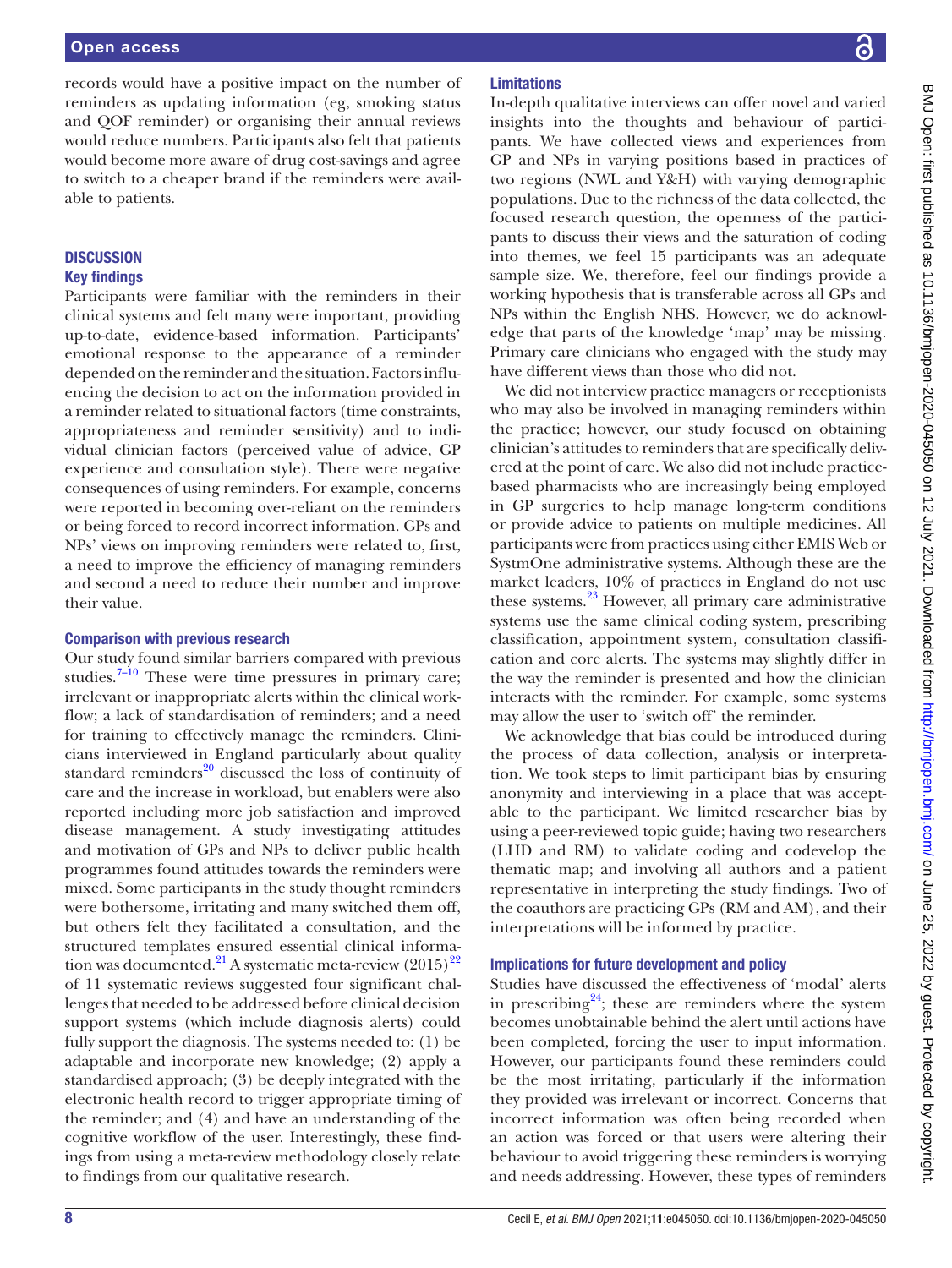records would have a positive impact on the number of reminders as updating information (eg, smoking status and QOF reminder) or organising their annual reviews would reduce numbers. Participants also felt that patients would become more aware of drug cost-savings and agree to switch to a cheaper brand if the reminders were available to patients.

## DISCUSSION

### Key findings

Participants were familiar with the reminders in their clinical systems and felt many were important, providing up-to-date, evidence-based information. Participants' emotional response to the appearance of a reminder depended on the reminder and the situation. Factors influencing the decision to act on the information provided in a reminder related to situational factors (time constraints, appropriateness and reminder sensitivity) and to individual clinician factors (perceived value of advice, GP experience and consultation style). There were negative consequences of using reminders. For example, concerns were reported in becoming over-reliant on the reminders or being forced to record incorrect information. GPs and NPs' views on improving reminders were related to, first, a need to improve the efficiency of managing reminders and second a need to reduce their number and improve their value.

### Comparison with previous research

Our study found similar barriers compared with previous studies.[7–10] These were time pressures in primary care; irrelevant or inappropriate alerts within the clinical workflow; a lack of standardisation of reminders; and a need for training to effectively manage the reminders. Clinicians interviewed in England particularly about quality standard reminders[20] discussed the loss of continuity of care and the increase in workload, but enablers were also reported including more job satisfaction and improved disease management. A study investigating attitudes and motivation of GPs and NPs to deliver public health programmes found attitudes towards the reminders were mixed. Some participants in the study thought reminders were bothersome, irritating and many switched them off, but others felt they facilitated a consultation, and the structured templates ensured essential clinical information was documented.[21] A systematic meta-review (2015)[22] of 11 systematic reviews suggested four significant challenges that needed to be addressed before clinical decision support systems (which include diagnosis alerts) could fully support the diagnosis. The systems needed to: (1) be adaptable and incorporate new knowledge; (2) apply a standardised approach; (3) be deeply integrated with the electronic health record to trigger appropriate timing of the reminder; and (4) and have an understanding of the cognitive workflow of the user. Interestingly, these findings from using a meta-review methodology closely relate to findings from our qualitative research.

### Limitations

In-depth qualitative interviews can offer novel and varied insights into the thoughts and behaviour of participants. We have collected views and experiences from GP and NPs in varying positions based in practices of two regions (NWL and Y&H) with varying demographic populations. Due to the richness of the data collected, the focused research question, the openness of the participants to discuss their views and the saturation of coding into themes, we feel 15 participants was an adequate sample size. We, therefore, feel our findings provide a working hypothesis that is transferable across all GPs and NPs within the English NHS. However, we do acknowledge that parts of the knowledge 'map' may be missing. Primary care clinicians who engaged with the study may have different views than those who did not.

We did not interview practice managers or receptionists who may also be involved in managing reminders within the practice; however, our study focused on obtaining clinician's attitudes to reminders that are specifically delivered at the point of care. We also did not include practice-based pharmacists who are increasingly being employed in GP surgeries to help manage long-term conditions or provide advice to patients on multiple medicines. All participants were from practices using either EMIS Web or SystmOne administrative systems. Although these are the market leaders, 10% of practices in England do not use these systems.[23] However, all primary care administrative systems use the same clinical coding system, prescribing classification, appointment system, consultation classification and core alerts. The systems may slightly differ in the way the reminder is presented and how the clinician interacts with the reminder. For example, some systems may allow the user to 'switch off' the reminder.

We acknowledge that bias could be introduced during the process of data collection, analysis or interpretation. We took steps to limit participant bias by ensuring anonymity and interviewing in a place that was acceptable to the participant. We limited researcher bias by using a peer-reviewed topic guide; having two researchers (LHD and RM) to validate coding and codevelop the thematic map; and involving all authors and a patient representative in interpreting the study findings. Two of the coauthors are practicing GPs (RM and AM), and their interpretations will be informed by practice.

### Implications for future development and policy

Studies have discussed the effectiveness of 'modal' alerts in prescribing[24]; these are reminders where the system becomes unobtainable behind the alert until actions have been completed, forcing the user to input information. However, our participants found these reminders could be the most irritating, particularly if the information they provided was irrelevant or incorrect. Concerns that incorrect information was often being recorded when an action was forced or that users were altering their behaviour to avoid triggering these reminders is worrying and needs addressing. However, these types of reminders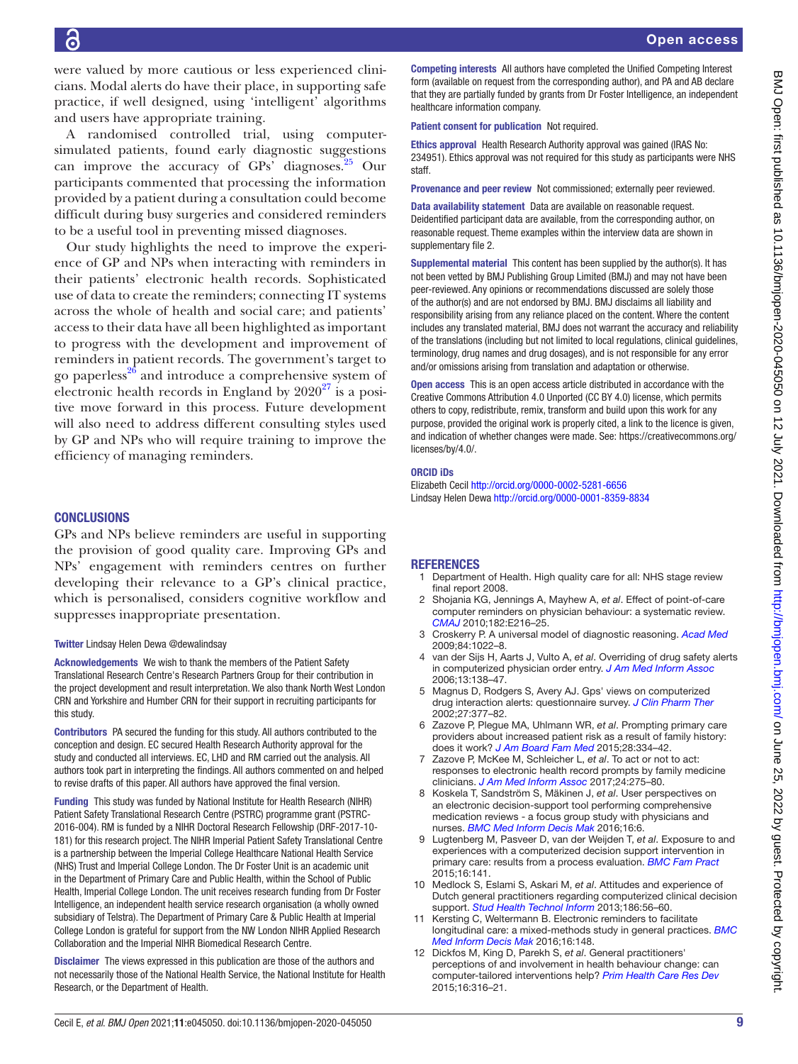were valued by more cautious or less experienced clinicians. Modal alerts do have their place, in supporting safe practice, if well designed, using 'intelligent' algorithms and users have appropriate training.

A randomised controlled trial, using computer-simulated patients, found early diagnostic suggestions can improve the accuracy of GPs' diagnoses.[25] Our participants commented that processing the information provided by a patient during a consultation could become difficult during busy surgeries and considered reminders to be a useful tool in preventing missed diagnoses.

Our study highlights the need to improve the experience of GP and NPs when interacting with reminders in their patients' electronic health records. Sophisticated use of data to create the reminders; connecting IT systems across the whole of health and social care; and patients' access to their data have all been highlighted as important to progress with the development and improvement of reminders in patient records. The government's target to go paperless[26] and introduce a comprehensive system of electronic health records in England by 2020[27] is a positive move forward in this process. Future development will also need to address different consulting styles used by GP and NPs who will require training to improve the efficiency of managing reminders.

## CONCLUSIONS

GPs and NPs believe reminders are useful in supporting the provision of good quality care. Improving GPs and NPs' engagement with reminders centres on further developing their relevance to a GP's clinical practice, which is personalised, considers cognitive workflow and suppresses inappropriate presentation.

**Twitter** Lindsay Helen Dewa @dewalindsay

**Acknowledgements** We wish to thank the members of the Patient Safety Translational Research Centre's Research Partners Group for their contribution in the project development and result interpretation. We also thank North West London CRN and Yorkshire and Humber CRN for their support in recruiting participants for this study.

**Contributors** PA secured the funding for this study. All authors contributed to the conception and design. EC secured Health Research Authority approval for the study and conducted all interviews. EC, LHD and RM carried out the analysis. All authors took part in interpreting the findings. All authors commented on and helped to revise drafts of this paper. All authors have approved the final version.

**Funding** This study was funded by National Institute for Health Research (NIHR) Patient Safety Translational Research Centre (PSTRC) programme grant (PSTRC-2016-004). RM is funded by a NIHR Doctoral Research Fellowship (DRF-2017-10-181) for this research project. The NIHR Imperial Patient Safety Translational Centre is a partnership between the Imperial College Healthcare National Health Service (NHS) Trust and Imperial College London. The Dr Foster Unit is an academic unit in the Department of Primary Care and Public Health, within the School of Public Health, Imperial College London. The unit receives research funding from Dr Foster Intelligence, an independent health service research organisation (a wholly owned subsidiary of Telstra). The Department of Primary Care & Public Health at Imperial College London is grateful for support from the NW London NIHR Applied Research Collaboration and the Imperial NIHR Biomedical Research Centre.

**Disclaimer** The views expressed in this publication are those of the authors and not necessarily those of the National Health Service, the National Institute for Health Research, or the Department of Health.

**Competing interests** All authors have completed the Unified Competing Interest form (available on request from the corresponding author), and PA and AB declare that they are partially funded by grants from Dr Foster Intelligence, an independent healthcare information company.

**Patient consent for publication** Not required.

**Ethics approval** Health Research Authority approval was gained (IRAS No: 234951). Ethics approval was not required for this study as participants were NHS staff.

**Provenance and peer review** Not commissioned; externally peer reviewed.

**Data availability statement** Data are available on reasonable request. Deidentified participant data are available, from the corresponding author, on reasonable request. Theme examples within the interview data are shown in supplementary file 2.

**Supplemental material** This content has been supplied by the author(s). It has not been vetted by BMJ Publishing Group Limited (BMJ) and may not have been peer-reviewed. Any opinions or recommendations discussed are solely those of the author(s) and are not endorsed by BMJ. BMJ disclaims all liability and responsibility arising from any reliance placed on the content. Where the content includes any translated material, BMJ does not warrant the accuracy and reliability of the translations (including but not limited to local regulations, clinical guidelines, terminology, drug names and drug dosages), and is not responsible for any error and/or omissions arising from translation and adaptation or otherwise.

**Open access** This is an open access article distributed in accordance with the Creative Commons Attribution 4.0 Unported (CC BY 4.0) license, which permits others to copy, redistribute, remix, transform and build upon this work for any purpose, provided the original work is properly cited, a link to the licence is given, and indication of whether changes were made. See: https://creativecommons.org/licenses/by/4.0/.

**ORCID iDs**
Elizabeth Cecil http://orcid.org/0000-0002-5281-6656
Lindsay Helen Dewa http://orcid.org/0000-0001-8359-8834

## REFERENCES

1. Department of Health. High quality care for all: NHS stage review final report 2008.
2. Shojania KG, Jennings A, Mayhew A, *et al*. Effect of point-of-care computer reminders on physician behaviour: a systematic review. *CMAJ* 2010;182:E216–25.
3. Croskerry P. A universal model of diagnostic reasoning. *Acad Med* 2009;84:1022–8.
4. van der Sijs H, Aarts J, Vulto A, *et al*. Overriding of drug safety alerts in computerized physician order entry. *J Am Med Inform Assoc* 2006;13:138–47.
5. Magnus D, Rodgers S, Avery AJ. Gps' views on computerized drug interaction alerts: questionnaire survey. *J Clin Pharm Ther* 2002;27:377–82.
6. Zazove P, Plegue MA, Uhlmann WR, *et al*. Prompting primary care providers about increased patient risk as a result of family history: does it work? *J Am Board Fam Med* 2015;28:334–42.
7. Zazove P, McKee M, Schleicher L, *et al*. To act or not to act: responses to electronic health record prompts by family medicine clinicians. *J Am Med Inform Assoc* 2017;24:275–80.
8. Koskela T, Sandström S, Mäkinen J, *et al*. User perspectives on an electronic decision-support tool performing comprehensive medication reviews - a focus group study with physicians and nurses. *BMC Med Inform Decis Mak* 2016;16:6.
9. Lugtenberg M, Pasveer D, van der Weijden T, *et al*. Exposure to and experiences with a computerized decision support intervention in primary care: results from a process evaluation. *BMC Fam Pract* 2015;16:141.
10. Medlock S, Eslami S, Askari M, *et al*. Attitudes and experience of Dutch general practitioners regarding computerized clinical decision support. *Stud Health Technol Inform* 2013;186:56–60.
11. Kersting C, Weltermann B. Electronic reminders to facilitate longitudinal care: a mixed-methods study in general practices. *BMC Med Inform Decis Mak* 2016;16:148.
12. Dickfos M, King D, Parekh S, *et al*. General practitioners' perceptions of and involvement in health behaviour change: can computer-tailored interventions help? *Prim Health Care Res Dev* 2015;16:316–21.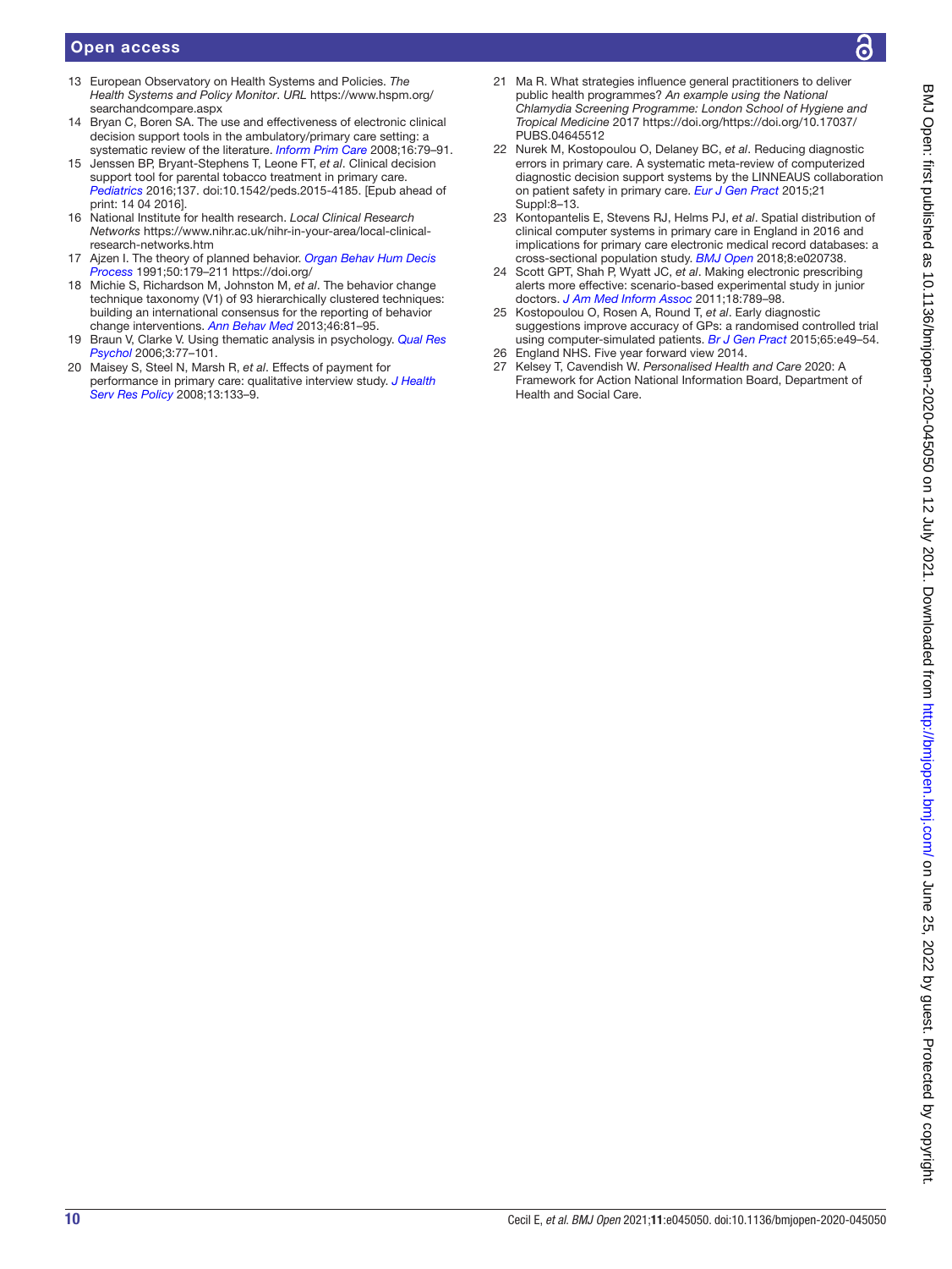13 European Observatory on Health Systems and Policies. *The Health Systems and Policy Monitor*. *URL* https://www.hspm.org/searchandcompare.aspx
14 Bryan C, Boren SA. The use and effectiveness of electronic clinical decision support tools in the ambulatory/primary care setting: a systematic review of the literature. *Inform Prim Care* 2008;16:79–91.
15 Jenssen BP, Bryant-Stephens T, Leone FT, *et al*. Clinical decision support tool for parental tobacco treatment in primary care. *Pediatrics* 2016;137. doi:10.1542/peds.2015-4185. [Epub ahead of print: 14 04 2016].
16 National Institute for health research. *Local Clinical Research Networks* https://www.nihr.ac.uk/nihr-in-your-area/local-clinical-research-networks.htm
17 Ajzen I. The theory of planned behavior. *Organ Behav Hum Decis Process* 1991;50:179–211 https://doi.org/
18 Michie S, Richardson M, Johnston M, *et al*. The behavior change technique taxonomy (V1) of 93 hierarchically clustered techniques: building an international consensus for the reporting of behavior change interventions. *Ann Behav Med* 2013;46:81–95.
19 Braun V, Clarke V. Using thematic analysis in psychology. *Qual Res Psychol* 2006;3:77–101.
20 Maisey S, Steel N, Marsh R, *et al*. Effects of payment for performance in primary care: qualitative interview study. *J Health Serv Res Policy* 2008;13:133–9.
21 Ma R. What strategies influence general practitioners to deliver public health programmes? *An example using the National Chlamydia Screening Programme: London School of Hygiene and Tropical Medicine* 2017 https://doi.org/https://doi.org/10.17037/PUBS.04645512
22 Nurek M, Kostopoulou O, Delaney BC, *et al*. Reducing diagnostic errors in primary care. A systematic meta-review of computerized diagnostic decision support systems by the LINNEAUS collaboration on patient safety in primary care. *Eur J Gen Pract* 2015;21 Suppl:8–13.
23 Kontopantelis E, Stevens RJ, Helms PJ, *et al*. Spatial distribution of clinical computer systems in primary care in England in 2016 and implications for primary care electronic medical record databases: a cross-sectional population study. *BMJ Open* 2018;8:e020738.
24 Scott GPT, Shah P, Wyatt JC, *et al*. Making electronic prescribing alerts more effective: scenario-based experimental study in junior doctors. *J Am Med Inform Assoc* 2011;18:789–98.
25 Kostopoulou O, Rosen A, Round T, *et al*. Early diagnostic suggestions improve accuracy of GPs: a randomised controlled trial using computer-simulated patients. *Br J Gen Pract* 2015;65:e49–54.
26 England NHS. Five year forward view 2014.
27 Kelsey T, Cavendish W. *Personalised Health and Care* 2020: A Framework for Action National Information Board, Department of Health and Social Care.